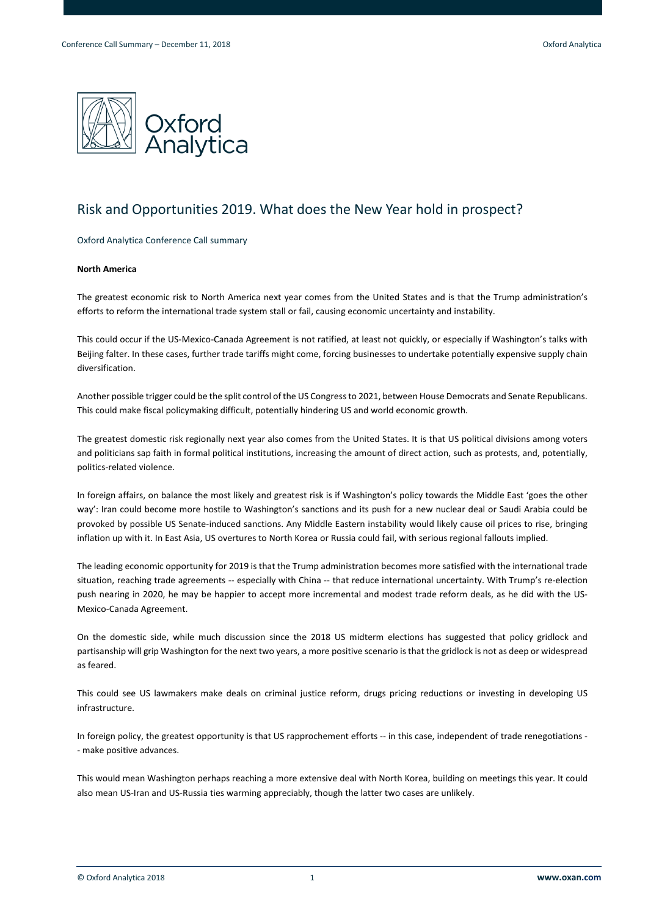# Risk and Opportunities 2019. What does the New Year hold in prospect?

Oxford Analytica Conference Call summary

**North America**

The greatest economic risk to North America next year comes from the United States and is that the Trump administration's efforts to reform the international trade system stall or fail, causing economic uncertainty and instability.

This could occur if the US-Mexico-Canada Agreement is not ratified, at least not quickly, or especially if Washington's talks with Beijing falter. In these cases, further trade tariffs might come, forcing businesses to undertake potentially expensive supply chain diversification.

Another possible trigger could be the split control of the US Congress to 2021, between House Democrats and Senate Republicans. This could make fiscal policymaking difficult, potentially hindering US and world economic growth.

The greatest domestic risk regionally next year also comes from the United States. It is that US political divisions among voters and politicians sap faith in formal political institutions, increasing the amount of direct action, such as protests, and, potentially, politics-related violence.

In foreign affairs, on balance the most likely and greatest risk is if Washington's policy towards the Middle East 'goes the other way': Iran could become more hostile to Washington's sanctions and its push for a new nuclear deal or Saudi Arabia could be provoked by possible US Senate-induced sanctions. Any Middle Eastern instability would likely cause oil prices to rise, bringing inflation up with it. In East Asia, US overtures to North Korea or Russia could fail, with serious regional fallouts implied.

The leading economic opportunity for 2019 is that the Trump administration becomes more satisfied with the international trade situation, reaching trade agreements -- especially with China -- that reduce international uncertainty. With Trump's re-election push nearing in 2020, he may be happier to accept more incremental and modest trade reform deals, as he did with the US-Mexico-Canada Agreement.

On the domestic side, while much discussion since the 2018 US midterm elections has suggested that policy gridlock and partisanship will grip Washington for the next two years, a more positive scenario is that the gridlock is not as deep or widespread as feared.

This could see US lawmakers make deals on criminal justice reform, drugs pricing reductions or investing in developing US infrastructure.

In foreign policy, the greatest opportunity is that US rapprochement efforts -- in this case, independent of trade renegotiations -- make positive advances.

This would mean Washington perhaps reaching a more extensive deal with North Korea, building on meetings this year. It could also mean US-Iran and US-Russia ties warming appreciably, though the latter two cases are unlikely.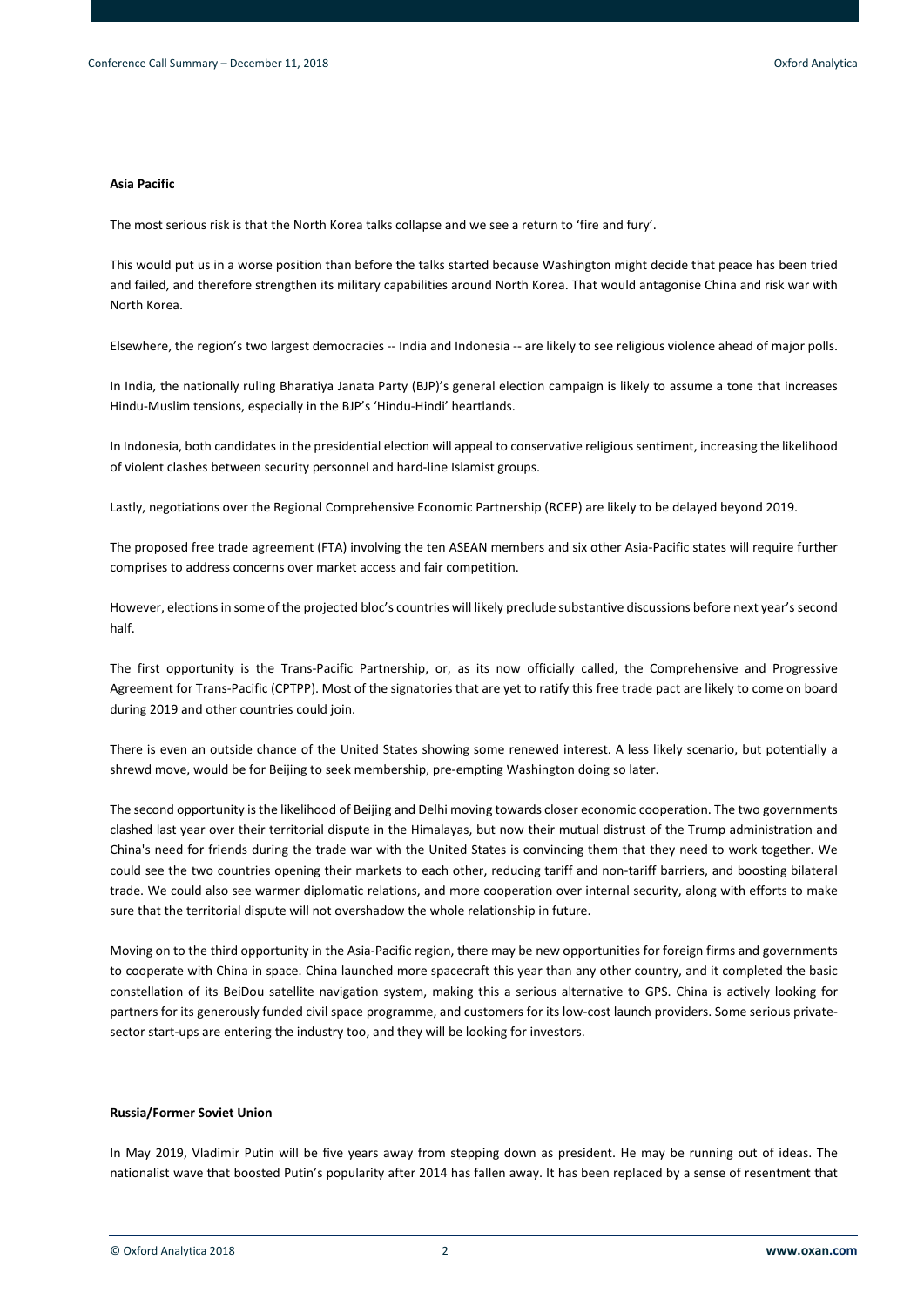**Asia Pacific**

The most serious risk is that the North Korea talks collapse and we see a return to 'fire and fury'.

This would put us in a worse position than before the talks started because Washington might decide that peace has been tried and failed, and therefore strengthen its military capabilities around North Korea. That would antagonise China and risk war with North Korea.

Elsewhere, the region's two largest democracies -- India and Indonesia -- are likely to see religious violence ahead of major polls.

In India, the nationally ruling Bharatiya Janata Party (BJP)'s general election campaign is likely to assume a tone that increases Hindu-Muslim tensions, especially in the BJP's 'Hindu-Hindi' heartlands.

In Indonesia, both candidates in the presidential election will appeal to conservative religious sentiment, increasing the likelihood of violent clashes between security personnel and hard-line Islamist groups.

Lastly, negotiations over the Regional Comprehensive Economic Partnership (RCEP) are likely to be delayed beyond 2019.

The proposed free trade agreement (FTA) involving the ten ASEAN members and six other Asia-Pacific states will require further comprises to address concerns over market access and fair competition.

However, elections in some of the projected bloc's countries will likely preclude substantive discussions before next year's second half.

The first opportunity is the Trans-Pacific Partnership, or, as its now officially called, the Comprehensive and Progressive Agreement for Trans-Pacific (CPTPP). Most of the signatories that are yet to ratify this free trade pact are likely to come on board during 2019 and other countries could join.

There is even an outside chance of the United States showing some renewed interest. A less likely scenario, but potentially a shrewd move, would be for Beijing to seek membership, pre-empting Washington doing so later.

The second opportunity is the likelihood of Beijing and Delhi moving towards closer economic cooperation. The two governments clashed last year over their territorial dispute in the Himalayas, but now their mutual distrust of the Trump administration and China's need for friends during the trade war with the United States is convincing them that they need to work together. We could see the two countries opening their markets to each other, reducing tariff and non-tariff barriers, and boosting bilateral trade. We could also see warmer diplomatic relations, and more cooperation over internal security, along with efforts to make sure that the territorial dispute will not overshadow the whole relationship in future.

Moving on to the third opportunity in the Asia-Pacific region, there may be new opportunities for foreign firms and governments to cooperate with China in space. China launched more spacecraft this year than any other country, and it completed the basic constellation of its BeiDou satellite navigation system, making this a serious alternative to GPS. China is actively looking for partners for its generously funded civil space programme, and customers for its low-cost launch providers. Some serious private-sector start-ups are entering the industry too, and they will be looking for investors.

**Russia/Former Soviet Union**

In May 2019, Vladimir Putin will be five years away from stepping down as president. He may be running out of ideas. The nationalist wave that boosted Putin's popularity after 2014 has fallen away. It has been replaced by a sense of resentment that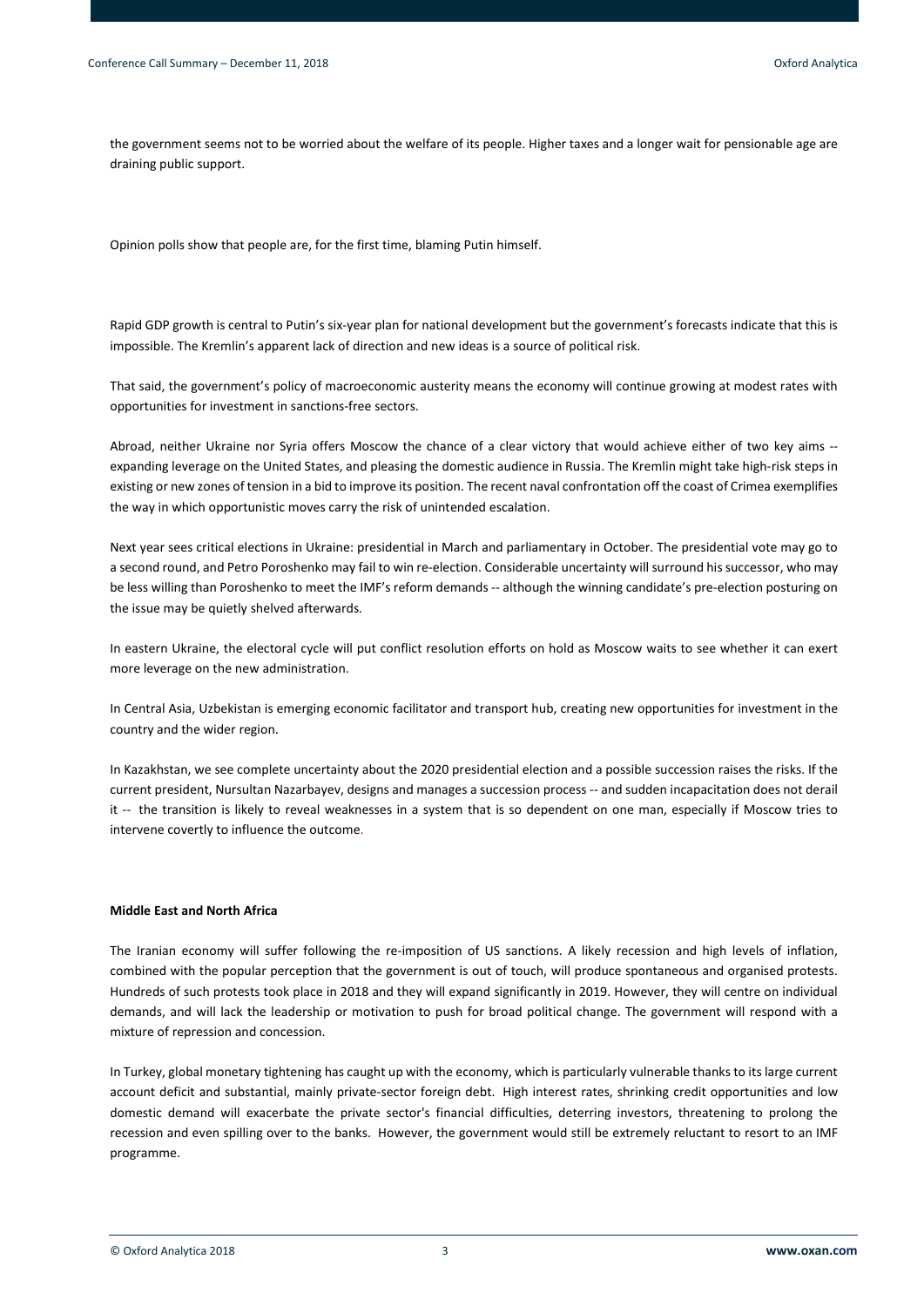the government seems not to be worried about the welfare of its people. Higher taxes and a longer wait for pensionable age are draining public support.

Opinion polls show that people are, for the first time, blaming Putin himself.

Rapid GDP growth is central to Putin's six-year plan for national development but the government's forecasts indicate that this is impossible. The Kremlin's apparent lack of direction and new ideas is a source of political risk.

That said, the government's policy of macroeconomic austerity means the economy will continue growing at modest rates with opportunities for investment in sanctions-free sectors.

Abroad, neither Ukraine nor Syria offers Moscow the chance of a clear victory that would achieve either of two key aims -- expanding leverage on the United States, and pleasing the domestic audience in Russia. The Kremlin might take high-risk steps in existing or new zones of tension in a bid to improve its position. The recent naval confrontation off the coast of Crimea exemplifies the way in which opportunistic moves carry the risk of unintended escalation.

Next year sees critical elections in Ukraine: presidential in March and parliamentary in October. The presidential vote may go to a second round, and Petro Poroshenko may fail to win re-election. Considerable uncertainty will surround his successor, who may be less willing than Poroshenko to meet the IMF's reform demands -- although the winning candidate's pre-election posturing on the issue may be quietly shelved afterwards.

In eastern Ukraine, the electoral cycle will put conflict resolution efforts on hold as Moscow waits to see whether it can exert more leverage on the new administration.

In Central Asia, Uzbekistan is emerging economic facilitator and transport hub, creating new opportunities for investment in the country and the wider region.

In Kazakhstan, we see complete uncertainty about the 2020 presidential election and a possible succession raises the risks. If the current president, Nursultan Nazarbayev, designs and manages a succession process -- and sudden incapacitation does not derail it -- the transition is likely to reveal weaknesses in a system that is so dependent on one man, especially if Moscow tries to intervene covertly to influence the outcome.

**Middle East and North Africa**

The Iranian economy will suffer following the re-imposition of US sanctions. A likely recession and high levels of inflation, combined with the popular perception that the government is out of touch, will produce spontaneous and organised protests. Hundreds of such protests took place in 2018 and they will expand significantly in 2019. However, they will centre on individual demands, and will lack the leadership or motivation to push for broad political change. The government will respond with a mixture of repression and concession.

In Turkey, global monetary tightening has caught up with the economy, which is particularly vulnerable thanks to its large current account deficit and substantial, mainly private-sector foreign debt. High interest rates, shrinking credit opportunities and low domestic demand will exacerbate the private sector's financial difficulties, deterring investors, threatening to prolong the recession and even spilling over to the banks. However, the government would still be extremely reluctant to resort to an IMF programme.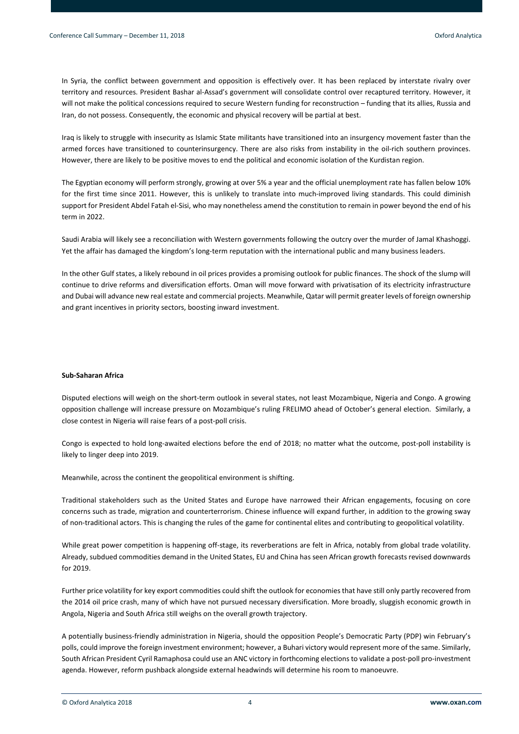In Syria, the conflict between government and opposition is effectively over. It has been replaced by interstate rivalry over territory and resources. President Bashar al-Assad's government will consolidate control over recaptured territory. However, it will not make the political concessions required to secure Western funding for reconstruction – funding that its allies, Russia and Iran, do not possess. Consequently, the economic and physical recovery will be partial at best.

Iraq is likely to struggle with insecurity as Islamic State militants have transitioned into an insurgency movement faster than the armed forces have transitioned to counterinsurgency. There are also risks from instability in the oil-rich southern provinces. However, there are likely to be positive moves to end the political and economic isolation of the Kurdistan region.

The Egyptian economy will perform strongly, growing at over 5% a year and the official unemployment rate has fallen below 10% for the first time since 2011. However, this is unlikely to translate into much-improved living standards. This could diminish support for President Abdel Fatah el-Sisi, who may nonetheless amend the constitution to remain in power beyond the end of his term in 2022.

Saudi Arabia will likely see a reconciliation with Western governments following the outcry over the murder of Jamal Khashoggi. Yet the affair has damaged the kingdom's long-term reputation with the international public and many business leaders.

In the other Gulf states, a likely rebound in oil prices provides a promising outlook for public finances. The shock of the slump will continue to drive reforms and diversification efforts. Oman will move forward with privatisation of its electricity infrastructure and Dubai will advance new real estate and commercial projects. Meanwhile, Qatar will permit greater levels of foreign ownership and grant incentives in priority sectors, boosting inward investment.

**Sub-Saharan Africa**

Disputed elections will weigh on the short-term outlook in several states, not least Mozambique, Nigeria and Congo. A growing opposition challenge will increase pressure on Mozambique's ruling FRELIMO ahead of October's general election. Similarly, a close contest in Nigeria will raise fears of a post-poll crisis.

Congo is expected to hold long-awaited elections before the end of 2018; no matter what the outcome, post-poll instability is likely to linger deep into 2019.

Meanwhile, across the continent the geopolitical environment is shifting.

Traditional stakeholders such as the United States and Europe have narrowed their African engagements, focusing on core concerns such as trade, migration and counterterrorism. Chinese influence will expand further, in addition to the growing sway of non-traditional actors. This is changing the rules of the game for continental elites and contributing to geopolitical volatility.

While great power competition is happening off-stage, its reverberations are felt in Africa, notably from global trade volatility. Already, subdued commodities demand in the United States, EU and China has seen African growth forecasts revised downwards for 2019.

Further price volatility for key export commodities could shift the outlook for economies that have still only partly recovered from the 2014 oil price crash, many of which have not pursued necessary diversification. More broadly, sluggish economic growth in Angola, Nigeria and South Africa still weighs on the overall growth trajectory.

A potentially business-friendly administration in Nigeria, should the opposition People's Democratic Party (PDP) win February's polls, could improve the foreign investment environment; however, a Buhari victory would represent more of the same. Similarly, South African President Cyril Ramaphosa could use an ANC victory in forthcoming elections to validate a post-poll pro-investment agenda. However, reform pushback alongside external headwinds will determine his room to manoeuvre.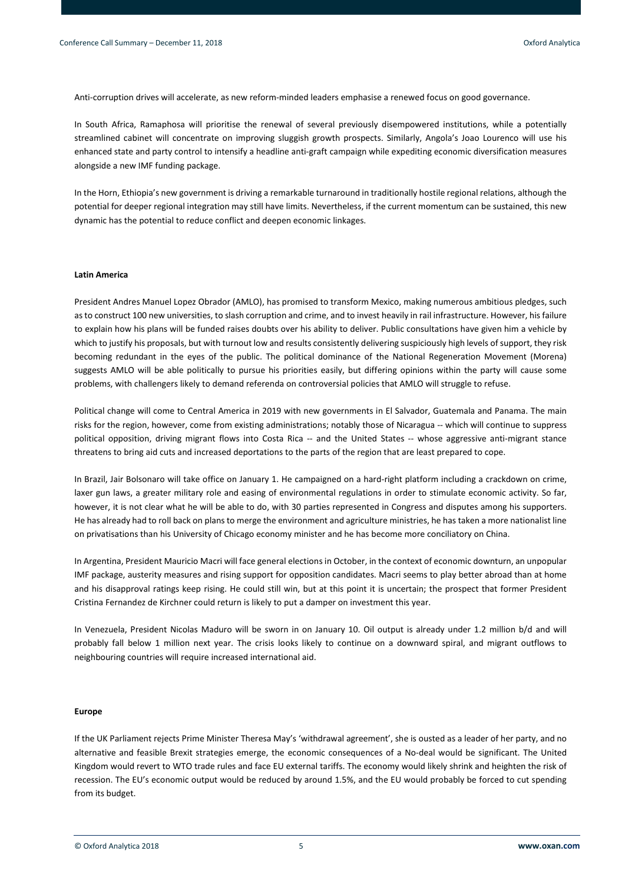Anti-corruption drives will accelerate, as new reform-minded leaders emphasise a renewed focus on good governance.

In South Africa, Ramaphosa will prioritise the renewal of several previously disempowered institutions, while a potentially streamlined cabinet will concentrate on improving sluggish growth prospects. Similarly, Angola's Joao Lourenco will use his enhanced state and party control to intensify a headline anti-graft campaign while expediting economic diversification measures alongside a new IMF funding package.

In the Horn, Ethiopia's new government is driving a remarkable turnaround in traditionally hostile regional relations, although the potential for deeper regional integration may still have limits. Nevertheless, if the current momentum can be sustained, this new dynamic has the potential to reduce conflict and deepen economic linkages.

**Latin America**

President Andres Manuel Lopez Obrador (AMLO), has promised to transform Mexico, making numerous ambitious pledges, such as to construct 100 new universities, to slash corruption and crime, and to invest heavily in rail infrastructure. However, his failure to explain how his plans will be funded raises doubts over his ability to deliver. Public consultations have given him a vehicle by which to justify his proposals, but with turnout low and results consistently delivering suspiciously high levels of support, they risk becoming redundant in the eyes of the public. The political dominance of the National Regeneration Movement (Morena) suggests AMLO will be able politically to pursue his priorities easily, but differing opinions within the party will cause some problems, with challengers likely to demand referenda on controversial policies that AMLO will struggle to refuse.

Political change will come to Central America in 2019 with new governments in El Salvador, Guatemala and Panama. The main risks for the region, however, come from existing administrations; notably those of Nicaragua -- which will continue to suppress political opposition, driving migrant flows into Costa Rica -- and the United States -- whose aggressive anti-migrant stance threatens to bring aid cuts and increased deportations to the parts of the region that are least prepared to cope.

In Brazil, Jair Bolsonaro will take office on January 1. He campaigned on a hard-right platform including a crackdown on crime, laxer gun laws, a greater military role and easing of environmental regulations in order to stimulate economic activity. So far, however, it is not clear what he will be able to do, with 30 parties represented in Congress and disputes among his supporters. He has already had to roll back on plans to merge the environment and agriculture ministries, he has taken a more nationalist line on privatisations than his University of Chicago economy minister and he has become more conciliatory on China.

In Argentina, President Mauricio Macri will face general elections in October, in the context of economic downturn, an unpopular IMF package, austerity measures and rising support for opposition candidates. Macri seems to play better abroad than at home and his disapproval ratings keep rising. He could still win, but at this point it is uncertain; the prospect that former President Cristina Fernandez de Kirchner could return is likely to put a damper on investment this year.

In Venezuela, President Nicolas Maduro will be sworn in on January 10. Oil output is already under 1.2 million b/d and will probably fall below 1 million next year. The crisis looks likely to continue on a downward spiral, and migrant outflows to neighbouring countries will require increased international aid.

**Europe**

If the UK Parliament rejects Prime Minister Theresa May's 'withdrawal agreement', she is ousted as a leader of her party, and no alternative and feasible Brexit strategies emerge, the economic consequences of a No-deal would be significant. The United Kingdom would revert to WTO trade rules and face EU external tariffs. The economy would likely shrink and heighten the risk of recession. The EU's economic output would be reduced by around 1.5%, and the EU would probably be forced to cut spending from its budget.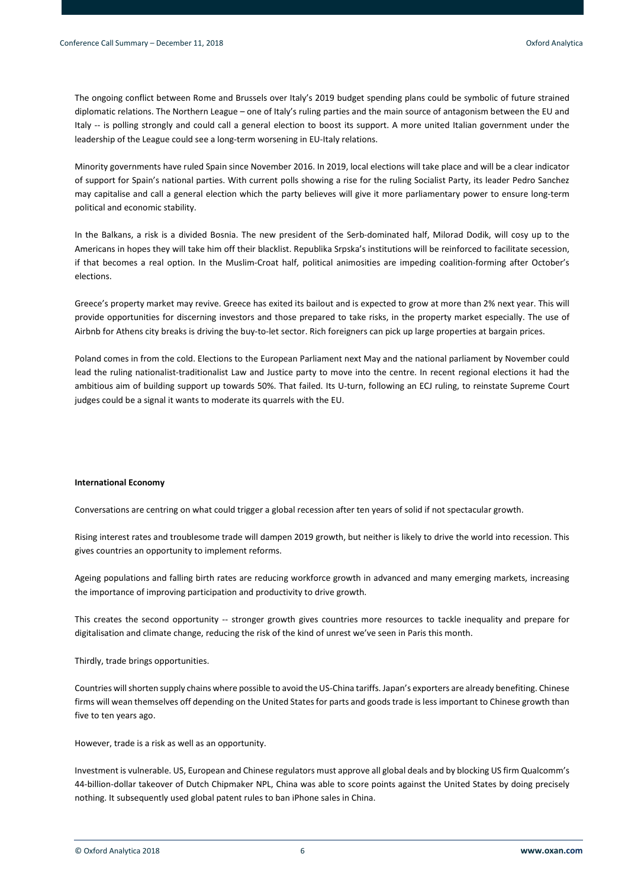The ongoing conflict between Rome and Brussels over Italy's 2019 budget spending plans could be symbolic of future strained diplomatic relations. The Northern League – one of Italy's ruling parties and the main source of antagonism between the EU and Italy -- is polling strongly and could call a general election to boost its support. A more united Italian government under the leadership of the League could see a long-term worsening in EU-Italy relations.

Minority governments have ruled Spain since November 2016. In 2019, local elections will take place and will be a clear indicator of support for Spain's national parties. With current polls showing a rise for the ruling Socialist Party, its leader Pedro Sanchez may capitalise and call a general election which the party believes will give it more parliamentary power to ensure long-term political and economic stability.

In the Balkans, a risk is a divided Bosnia. The new president of the Serb-dominated half, Milorad Dodik, will cosy up to the Americans in hopes they will take him off their blacklist. Republika Srpska's institutions will be reinforced to facilitate secession, if that becomes a real option. In the Muslim-Croat half, political animosities are impeding coalition-forming after October's elections.

Greece's property market may revive. Greece has exited its bailout and is expected to grow at more than 2% next year. This will provide opportunities for discerning investors and those prepared to take risks, in the property market especially. The use of Airbnb for Athens city breaks is driving the buy-to-let sector. Rich foreigners can pick up large properties at bargain prices.

Poland comes in from the cold. Elections to the European Parliament next May and the national parliament by November could lead the ruling nationalist-traditionalist Law and Justice party to move into the centre. In recent regional elections it had the ambitious aim of building support up towards 50%. That failed. Its U-turn, following an ECJ ruling, to reinstate Supreme Court judges could be a signal it wants to moderate its quarrels with the EU.

**International Economy**

Conversations are centring on what could trigger a global recession after ten years of solid if not spectacular growth.

Rising interest rates and troublesome trade will dampen 2019 growth, but neither is likely to drive the world into recession. This gives countries an opportunity to implement reforms.

Ageing populations and falling birth rates are reducing workforce growth in advanced and many emerging markets, increasing the importance of improving participation and productivity to drive growth.

This creates the second opportunity -- stronger growth gives countries more resources to tackle inequality and prepare for digitalisation and climate change, reducing the risk of the kind of unrest we've seen in Paris this month.

Thirdly, trade brings opportunities.

Countries will shorten supply chains where possible to avoid the US-China tariffs. Japan's exporters are already benefiting. Chinese firms will wean themselves off depending on the United States for parts and goods trade is less important to Chinese growth than five to ten years ago.

However, trade is a risk as well as an opportunity.

Investment is vulnerable. US, European and Chinese regulators must approve all global deals and by blocking US firm Qualcomm's 44-billion-dollar takeover of Dutch Chipmaker NPL, China was able to score points against the United States by doing precisely nothing. It subsequently used global patent rules to ban iPhone sales in China.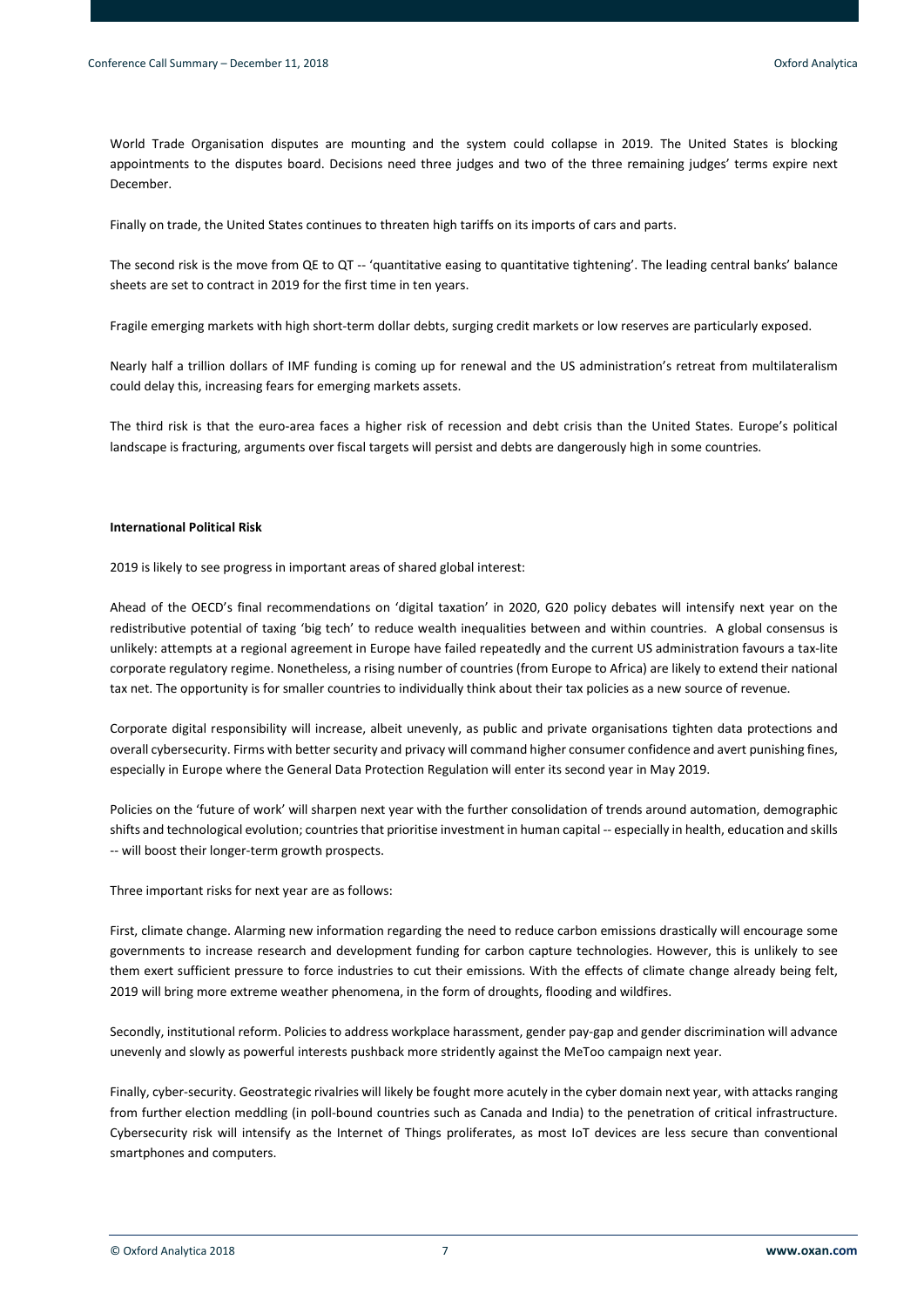World Trade Organisation disputes are mounting and the system could collapse in 2019. The United States is blocking appointments to the disputes board. Decisions need three judges and two of the three remaining judges' terms expire next December.

Finally on trade, the United States continues to threaten high tariffs on its imports of cars and parts.

The second risk is the move from QE to QT -- 'quantitative easing to quantitative tightening'. The leading central banks' balance sheets are set to contract in 2019 for the first time in ten years.

Fragile emerging markets with high short-term dollar debts, surging credit markets or low reserves are particularly exposed.

Nearly half a trillion dollars of IMF funding is coming up for renewal and the US administration's retreat from multilateralism could delay this, increasing fears for emerging markets assets.

The third risk is that the euro-area faces a higher risk of recession and debt crisis than the United States. Europe's political landscape is fracturing, arguments over fiscal targets will persist and debts are dangerously high in some countries.

**International Political Risk**

2019 is likely to see progress in important areas of shared global interest:

Ahead of the OECD's final recommendations on 'digital taxation' in 2020, G20 policy debates will intensify next year on the redistributive potential of taxing 'big tech' to reduce wealth inequalities between and within countries. A global consensus is unlikely: attempts at a regional agreement in Europe have failed repeatedly and the current US administration favours a tax-lite corporate regulatory regime. Nonetheless, a rising number of countries (from Europe to Africa) are likely to extend their national tax net. The opportunity is for smaller countries to individually think about their tax policies as a new source of revenue.

Corporate digital responsibility will increase, albeit unevenly, as public and private organisations tighten data protections and overall cybersecurity. Firms with better security and privacy will command higher consumer confidence and avert punishing fines, especially in Europe where the General Data Protection Regulation will enter its second year in May 2019.

Policies on the 'future of work' will sharpen next year with the further consolidation of trends around automation, demographic shifts and technological evolution; countries that prioritise investment in human capital -- especially in health, education and skills -- will boost their longer-term growth prospects.

Three important risks for next year are as follows:

First, climate change. Alarming new information regarding the need to reduce carbon emissions drastically will encourage some governments to increase research and development funding for carbon capture technologies. However, this is unlikely to see them exert sufficient pressure to force industries to cut their emissions. With the effects of climate change already being felt, 2019 will bring more extreme weather phenomena, in the form of droughts, flooding and wildfires.

Secondly, institutional reform. Policies to address workplace harassment, gender pay-gap and gender discrimination will advance unevenly and slowly as powerful interests pushback more stridently against the MeToo campaign next year.

Finally, cyber-security. Geostrategic rivalries will likely be fought more acutely in the cyber domain next year, with attacks ranging from further election meddling (in poll-bound countries such as Canada and India) to the penetration of critical infrastructure. Cybersecurity risk will intensify as the Internet of Things proliferates, as most IoT devices are less secure than conventional smartphones and computers.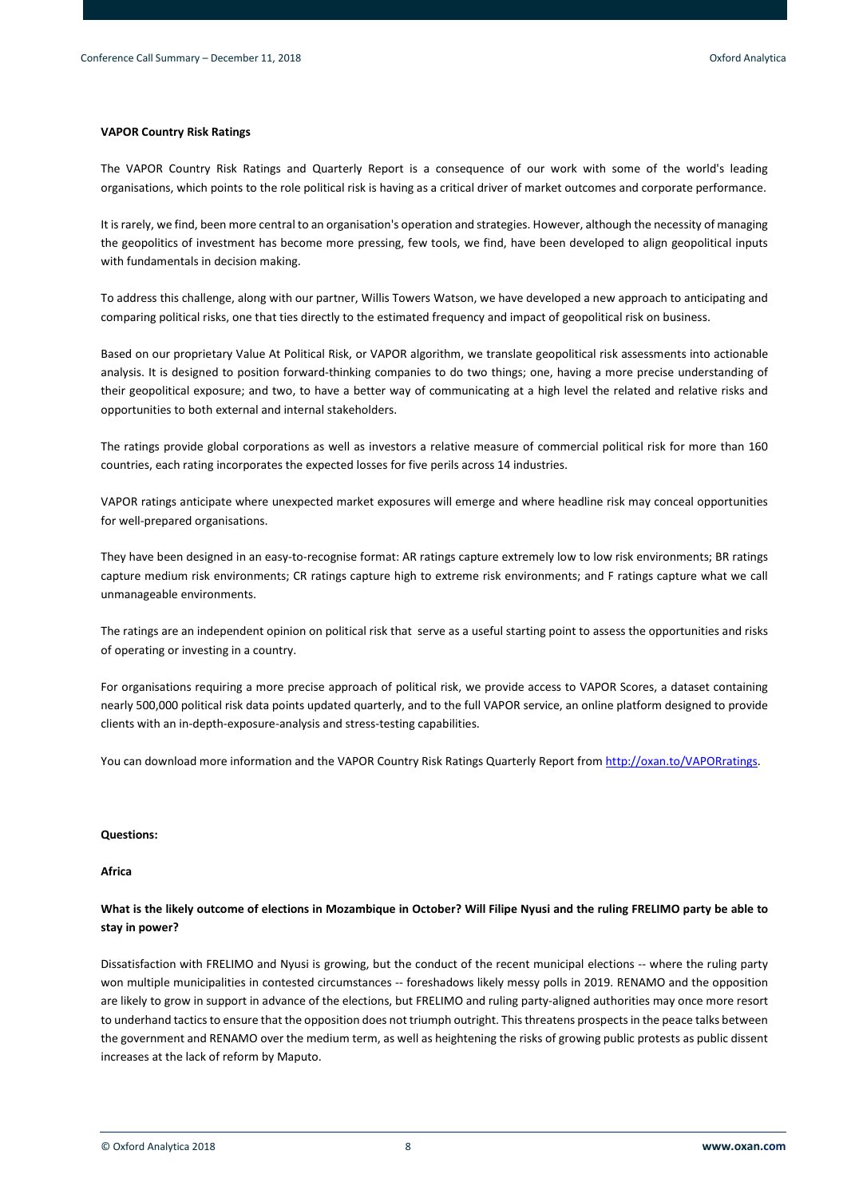**VAPOR Country Risk Ratings**

The VAPOR Country Risk Ratings and Quarterly Report is a consequence of our work with some of the world's leading organisations, which points to the role political risk is having as a critical driver of market outcomes and corporate performance.

It is rarely, we find, been more central to an organisation's operation and strategies. However, although the necessity of managing the geopolitics of investment has become more pressing, few tools, we find, have been developed to align geopolitical inputs with fundamentals in decision making.

To address this challenge, along with our partner, Willis Towers Watson, we have developed a new approach to anticipating and comparing political risks, one that ties directly to the estimated frequency and impact of geopolitical risk on business.

Based on our proprietary Value At Political Risk, or VAPOR algorithm, we translate geopolitical risk assessments into actionable analysis. It is designed to position forward-thinking companies to do two things; one, having a more precise understanding of their geopolitical exposure; and two, to have a better way of communicating at a high level the related and relative risks and opportunities to both external and internal stakeholders.

The ratings provide global corporations as well as investors a relative measure of commercial political risk for more than 160 countries, each rating incorporates the expected losses for five perils across 14 industries.

VAPOR ratings anticipate where unexpected market exposures will emerge and where headline risk may conceal opportunities for well-prepared organisations.

They have been designed in an easy-to-recognise format: AR ratings capture extremely low to low risk environments; BR ratings capture medium risk environments; CR ratings capture high to extreme risk environments; and F ratings capture what we call unmanageable environments.

The ratings are an independent opinion on political risk that serve as a useful starting point to assess the opportunities and risks of operating or investing in a country.

For organisations requiring a more precise approach of political risk, we provide access to VAPOR Scores, a dataset containing nearly 500,000 political risk data points updated quarterly, and to the full VAPOR service, an online platform designed to provide clients with an in-depth-exposure-analysis and stress-testing capabilities.

You can download more information and the VAPOR Country Risk Ratings Quarterly Report from [http://oxan.to/VAPORratings](http://oxan.to/VAPORratings).

**Questions:**

**Africa**

**What is the likely outcome of elections in Mozambique in October? Will Filipe Nyusi and the ruling FRELIMO party be able to stay in power?**

Dissatisfaction with FRELIMO and Nyusi is growing, but the conduct of the recent municipal elections -- where the ruling party won multiple municipalities in contested circumstances -- foreshadows likely messy polls in 2019. RENAMO and the opposition are likely to grow in support in advance of the elections, but FRELIMO and ruling party-aligned authorities may once more resort to underhand tactics to ensure that the opposition does not triumph outright. This threatens prospects in the peace talks between the government and RENAMO over the medium term, as well as heightening the risks of growing public protests as public dissent increases at the lack of reform by Maputo.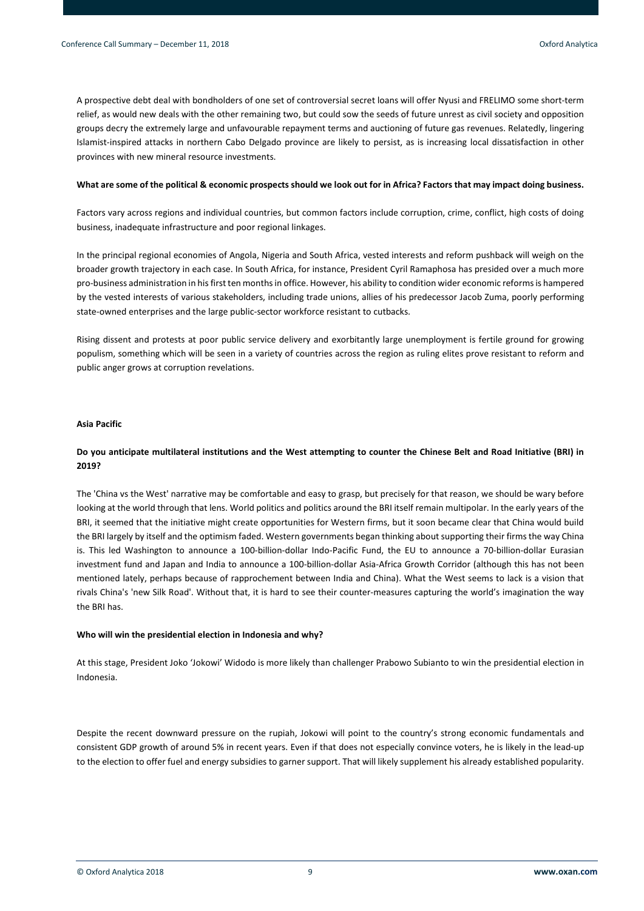A prospective debt deal with bondholders of one set of controversial secret loans will offer Nyusi and FRELIMO some short-term relief, as would new deals with the other remaining two, but could sow the seeds of future unrest as civil society and opposition groups decry the extremely large and unfavourable repayment terms and auctioning of future gas revenues. Relatedly, lingering Islamist-inspired attacks in northern Cabo Delgado province are likely to persist, as is increasing local dissatisfaction in other provinces with new mineral resource investments.

**What are some of the political & economic prospects should we look out for in Africa? Factors that may impact doing business.**

Factors vary across regions and individual countries, but common factors include corruption, crime, conflict, high costs of doing business, inadequate infrastructure and poor regional linkages.

In the principal regional economies of Angola, Nigeria and South Africa, vested interests and reform pushback will weigh on the broader growth trajectory in each case. In South Africa, for instance, President Cyril Ramaphosa has presided over a much more pro-business administration in his first ten months in office. However, his ability to condition wider economic reforms is hampered by the vested interests of various stakeholders, including trade unions, allies of his predecessor Jacob Zuma, poorly performing state-owned enterprises and the large public-sector workforce resistant to cutbacks.

Rising dissent and protests at poor public service delivery and exorbitantly large unemployment is fertile ground for growing populism, something which will be seen in a variety of countries across the region as ruling elites prove resistant to reform and public anger grows at corruption revelations.

## Asia Pacific

**Do you anticipate multilateral institutions and the West attempting to counter the Chinese Belt and Road Initiative (BRI) in 2019?**

The 'China vs the West' narrative may be comfortable and easy to grasp, but precisely for that reason, we should be wary before looking at the world through that lens. World politics and politics around the BRI itself remain multipolar. In the early years of the BRI, it seemed that the initiative might create opportunities for Western firms, but it soon became clear that China would build the BRI largely by itself and the optimism faded. Western governments began thinking about supporting their firms the way China is. This led Washington to announce a 100-billion-dollar Indo-Pacific Fund, the EU to announce a 70-billion-dollar Eurasian investment fund and Japan and India to announce a 100-billion-dollar Asia-Africa Growth Corridor (although this has not been mentioned lately, perhaps because of rapprochement between India and China). What the West seems to lack is a vision that rivals China's 'new Silk Road'. Without that, it is hard to see their counter-measures capturing the world's imagination the way the BRI has.

**Who will win the presidential election in Indonesia and why?**

At this stage, President Joko 'Jokowi' Widodo is more likely than challenger Prabowo Subianto to win the presidential election in Indonesia.

Despite the recent downward pressure on the rupiah, Jokowi will point to the country's strong economic fundamentals and consistent GDP growth of around 5% in recent years. Even if that does not especially convince voters, he is likely in the lead-up to the election to offer fuel and energy subsidies to garner support. That will likely supplement his already established popularity.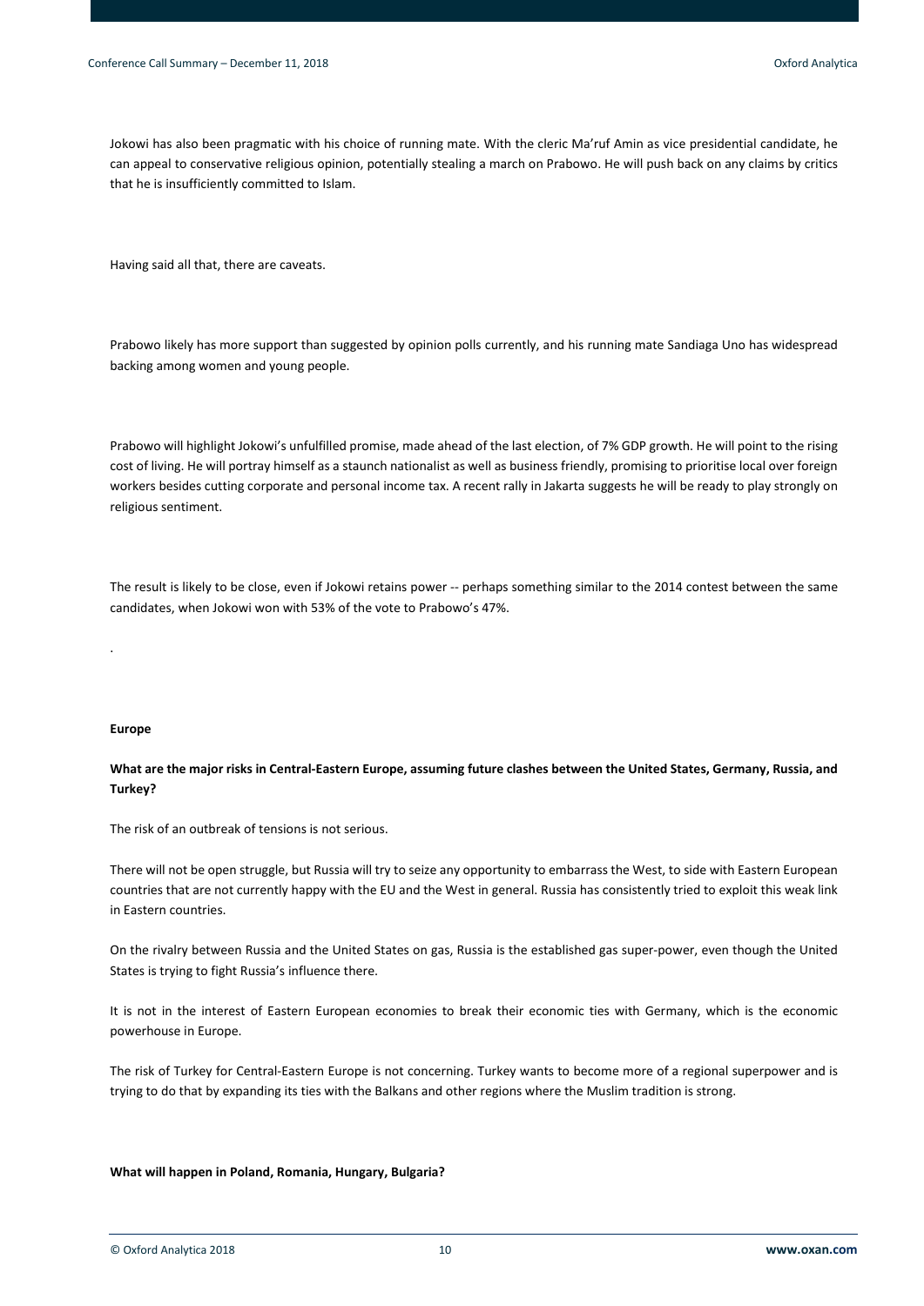Jokowi has also been pragmatic with his choice of running mate. With the cleric Ma'ruf Amin as vice presidential candidate, he can appeal to conservative religious opinion, potentially stealing a march on Prabowo. He will push back on any claims by critics that he is insufficiently committed to Islam.

Having said all that, there are caveats.

Prabowo likely has more support than suggested by opinion polls currently, and his running mate Sandiaga Uno has widespread backing among women and young people.

Prabowo will highlight Jokowi's unfulfilled promise, made ahead of the last election, of 7% GDP growth. He will point to the rising cost of living. He will portray himself as a staunch nationalist as well as business friendly, promising to prioritise local over foreign workers besides cutting corporate and personal income tax. A recent rally in Jakarta suggests he will be ready to play strongly on religious sentiment.

The result is likely to be close, even if Jokowi retains power -- perhaps something similar to the 2014 contest between the same candidates, when Jokowi won with 53% of the vote to Prabowo's 47%.

.

**Europe**

**What are the major risks in Central-Eastern Europe, assuming future clashes between the United States, Germany, Russia, and Turkey?**

The risk of an outbreak of tensions is not serious.

There will not be open struggle, but Russia will try to seize any opportunity to embarrass the West, to side with Eastern European countries that are not currently happy with the EU and the West in general. Russia has consistently tried to exploit this weak link in Eastern countries.

On the rivalry between Russia and the United States on gas, Russia is the established gas super-power, even though the United States is trying to fight Russia's influence there.

It is not in the interest of Eastern European economies to break their economic ties with Germany, which is the economic powerhouse in Europe.

The risk of Turkey for Central-Eastern Europe is not concerning. Turkey wants to become more of a regional superpower and is trying to do that by expanding its ties with the Balkans and other regions where the Muslim tradition is strong.

**What will happen in Poland, Romania, Hungary, Bulgaria?**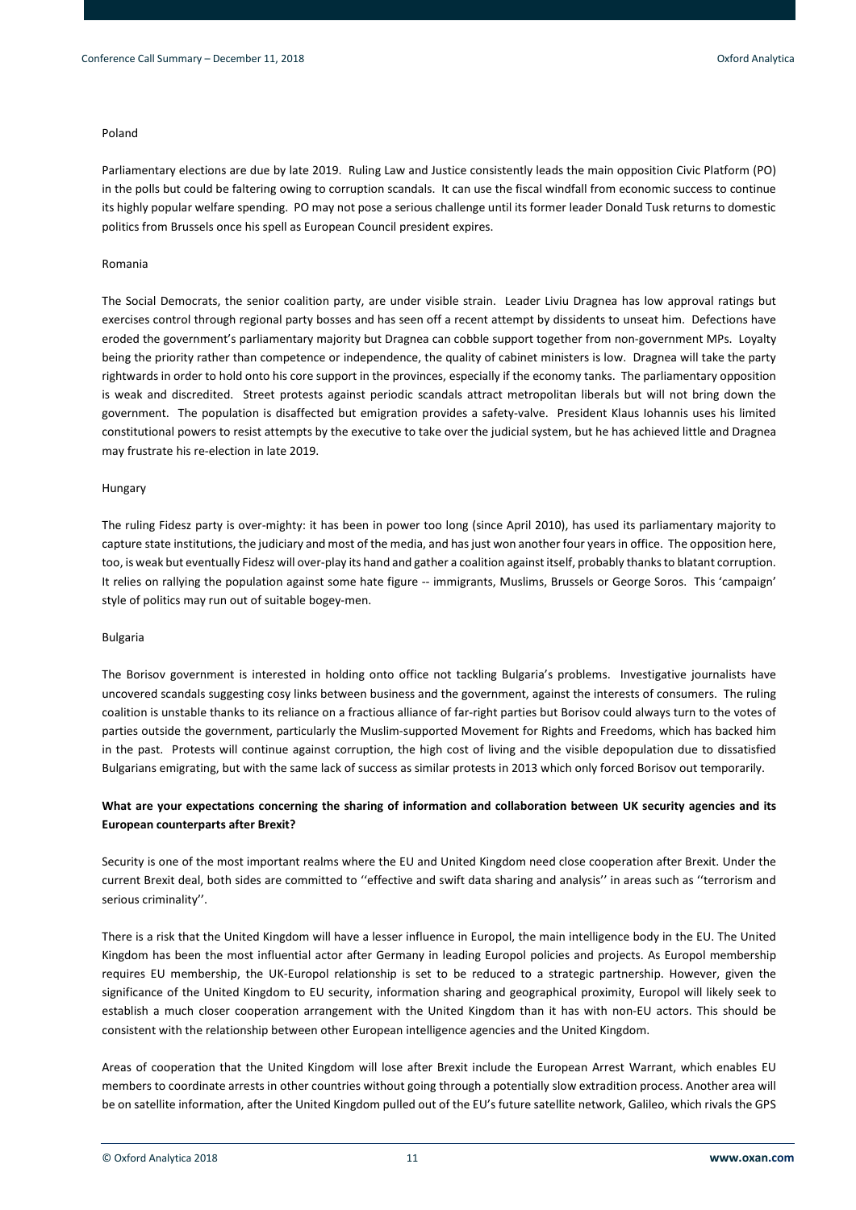Poland

Parliamentary elections are due by late 2019. Ruling Law and Justice consistently leads the main opposition Civic Platform (PO) in the polls but could be faltering owing to corruption scandals. It can use the fiscal windfall from economic success to continue its highly popular welfare spending. PO may not pose a serious challenge until its former leader Donald Tusk returns to domestic politics from Brussels once his spell as European Council president expires.

Romania

The Social Democrats, the senior coalition party, are under visible strain. Leader Liviu Dragnea has low approval ratings but exercises control through regional party bosses and has seen off a recent attempt by dissidents to unseat him. Defections have eroded the government's parliamentary majority but Dragnea can cobble support together from non-government MPs. Loyalty being the priority rather than competence or independence, the quality of cabinet ministers is low. Dragnea will take the party rightwards in order to hold onto his core support in the provinces, especially if the economy tanks. The parliamentary opposition is weak and discredited. Street protests against periodic scandals attract metropolitan liberals but will not bring down the government. The population is disaffected but emigration provides a safety-valve. President Klaus Iohannis uses his limited constitutional powers to resist attempts by the executive to take over the judicial system, but he has achieved little and Dragnea may frustrate his re-election in late 2019.

Hungary

The ruling Fidesz party is over-mighty: it has been in power too long (since April 2010), has used its parliamentary majority to capture state institutions, the judiciary and most of the media, and has just won another four years in office. The opposition here, too, is weak but eventually Fidesz will over-play its hand and gather a coalition against itself, probably thanks to blatant corruption. It relies on rallying the population against some hate figure -- immigrants, Muslims, Brussels or George Soros. This 'campaign' style of politics may run out of suitable bogey-men.

Bulgaria

The Borisov government is interested in holding onto office not tackling Bulgaria's problems. Investigative journalists have uncovered scandals suggesting cosy links between business and the government, against the interests of consumers. The ruling coalition is unstable thanks to its reliance on a fractious alliance of far-right parties but Borisov could always turn to the votes of parties outside the government, particularly the Muslim-supported Movement for Rights and Freedoms, which has backed him in the past. Protests will continue against corruption, the high cost of living and the visible depopulation due to dissatisfied Bulgarians emigrating, but with the same lack of success as similar protests in 2013 which only forced Borisov out temporarily.

**What are your expectations concerning the sharing of information and collaboration between UK security agencies and its European counterparts after Brexit?**

Security is one of the most important realms where the EU and United Kingdom need close cooperation after Brexit. Under the current Brexit deal, both sides are committed to ''effective and swift data sharing and analysis'' in areas such as ''terrorism and serious criminality''.

There is a risk that the United Kingdom will have a lesser influence in Europol, the main intelligence body in the EU. The United Kingdom has been the most influential actor after Germany in leading Europol policies and projects. As Europol membership requires EU membership, the UK-Europol relationship is set to be reduced to a strategic partnership. However, given the significance of the United Kingdom to EU security, information sharing and geographical proximity, Europol will likely seek to establish a much closer cooperation arrangement with the United Kingdom than it has with non-EU actors. This should be consistent with the relationship between other European intelligence agencies and the United Kingdom.

Areas of cooperation that the United Kingdom will lose after Brexit include the European Arrest Warrant, which enables EU members to coordinate arrests in other countries without going through a potentially slow extradition process. Another area will be on satellite information, after the United Kingdom pulled out of the EU's future satellite network, Galileo, which rivals the GPS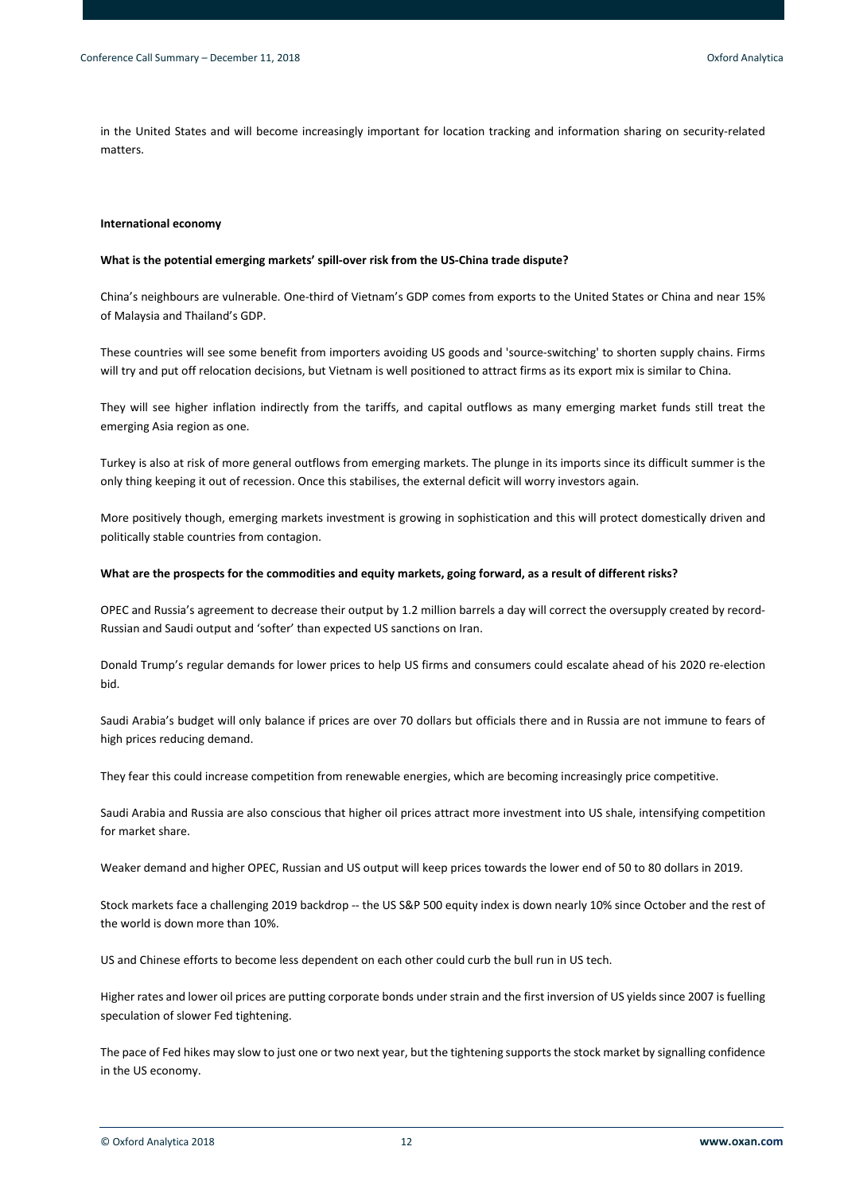in the United States and will become increasingly important for location tracking and information sharing on security-related matters.

## International economy

**What is the potential emerging markets' spill-over risk from the US-China trade dispute?**

China's neighbours are vulnerable. One-third of Vietnam's GDP comes from exports to the United States or China and near 15% of Malaysia and Thailand's GDP.

These countries will see some benefit from importers avoiding US goods and 'source-switching' to shorten supply chains. Firms will try and put off relocation decisions, but Vietnam is well positioned to attract firms as its export mix is similar to China.

They will see higher inflation indirectly from the tariffs, and capital outflows as many emerging market funds still treat the emerging Asia region as one.

Turkey is also at risk of more general outflows from emerging markets. The plunge in its imports since its difficult summer is the only thing keeping it out of recession. Once this stabilises, the external deficit will worry investors again.

More positively though, emerging markets investment is growing in sophistication and this will protect domestically driven and politically stable countries from contagion.

**What are the prospects for the commodities and equity markets, going forward, as a result of different risks?**

OPEC and Russia's agreement to decrease their output by 1.2 million barrels a day will correct the oversupply created by record-Russian and Saudi output and 'softer' than expected US sanctions on Iran.

Donald Trump's regular demands for lower prices to help US firms and consumers could escalate ahead of his 2020 re-election bid.

Saudi Arabia's budget will only balance if prices are over 70 dollars but officials there and in Russia are not immune to fears of high prices reducing demand.

They fear this could increase competition from renewable energies, which are becoming increasingly price competitive.

Saudi Arabia and Russia are also conscious that higher oil prices attract more investment into US shale, intensifying competition for market share.

Weaker demand and higher OPEC, Russian and US output will keep prices towards the lower end of 50 to 80 dollars in 2019.

Stock markets face a challenging 2019 backdrop -- the US S&P 500 equity index is down nearly 10% since October and the rest of the world is down more than 10%.

US and Chinese efforts to become less dependent on each other could curb the bull run in US tech.

Higher rates and lower oil prices are putting corporate bonds under strain and the first inversion of US yields since 2007 is fuelling speculation of slower Fed tightening.

The pace of Fed hikes may slow to just one or two next year, but the tightening supports the stock market by signalling confidence in the US economy.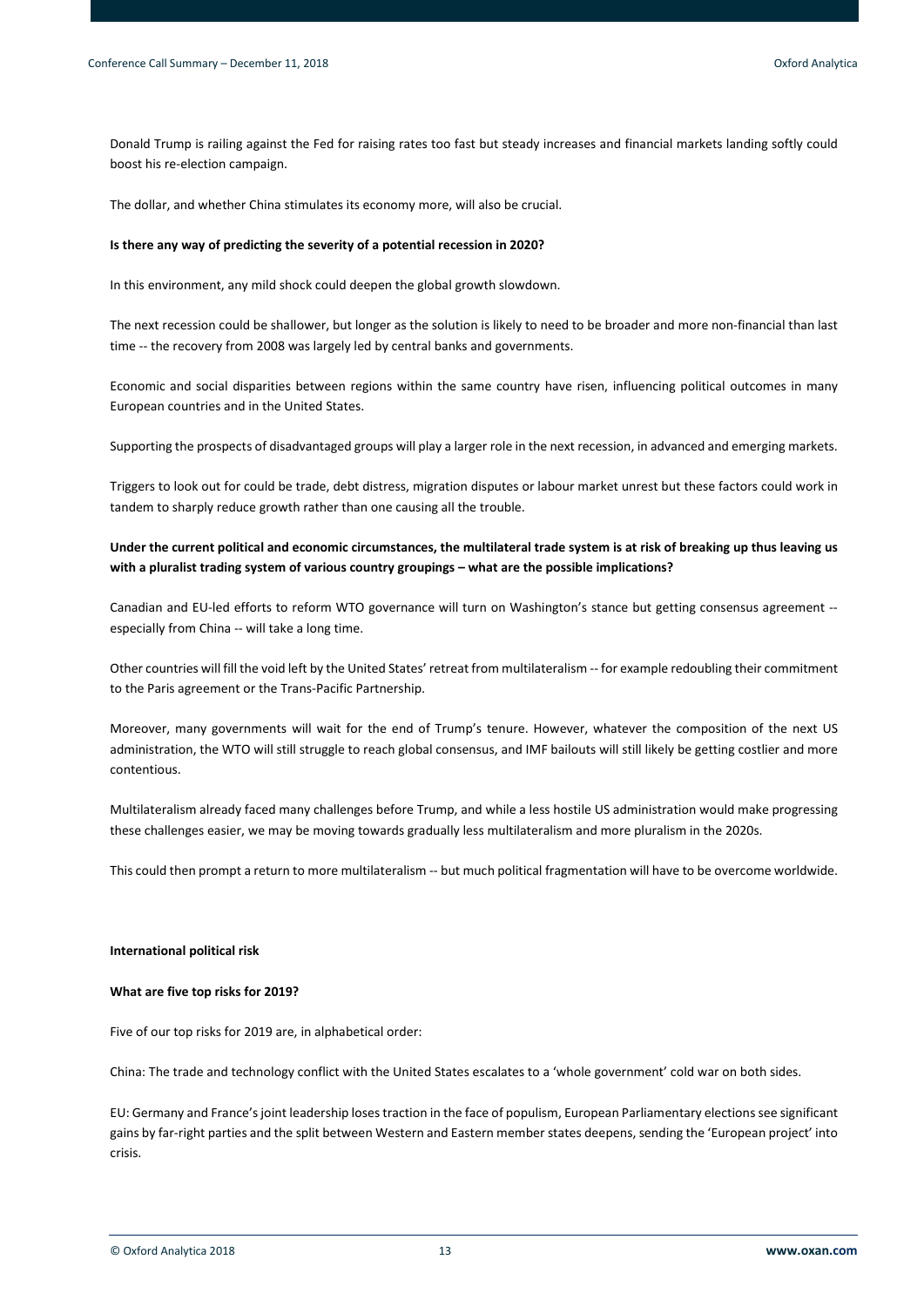Donald Trump is railing against the Fed for raising rates too fast but steady increases and financial markets landing softly could boost his re-election campaign.

The dollar, and whether China stimulates its economy more, will also be crucial.

**Is there any way of predicting the severity of a potential recession in 2020?**

In this environment, any mild shock could deepen the global growth slowdown.

The next recession could be shallower, but longer as the solution is likely to need to be broader and more non-financial than last time -- the recovery from 2008 was largely led by central banks and governments.

Economic and social disparities between regions within the same country have risen, influencing political outcomes in many European countries and in the United States.

Supporting the prospects of disadvantaged groups will play a larger role in the next recession, in advanced and emerging markets.

Triggers to look out for could be trade, debt distress, migration disputes or labour market unrest but these factors could work in tandem to sharply reduce growth rather than one causing all the trouble.

**Under the current political and economic circumstances, the multilateral trade system is at risk of breaking up thus leaving us with a pluralist trading system of various country groupings – what are the possible implications?**

Canadian and EU-led efforts to reform WTO governance will turn on Washington's stance but getting consensus agreement -- especially from China -- will take a long time.

Other countries will fill the void left by the United States' retreat from multilateralism -- for example redoubling their commitment to the Paris agreement or the Trans-Pacific Partnership.

Moreover, many governments will wait for the end of Trump's tenure. However, whatever the composition of the next US administration, the WTO will still struggle to reach global consensus, and IMF bailouts will still likely be getting costlier and more contentious.

Multilateralism already faced many challenges before Trump, and while a less hostile US administration would make progressing these challenges easier, we may be moving towards gradually less multilateralism and more pluralism in the 2020s.

This could then prompt a return to more multilateralism -- but much political fragmentation will have to be overcome worldwide.

**International political risk**

**What are five top risks for 2019?**

Five of our top risks for 2019 are, in alphabetical order:

China: The trade and technology conflict with the United States escalates to a 'whole government' cold war on both sides.

EU: Germany and France's joint leadership loses traction in the face of populism, European Parliamentary elections see significant gains by far-right parties and the split between Western and Eastern member states deepens, sending the 'European project' into crisis.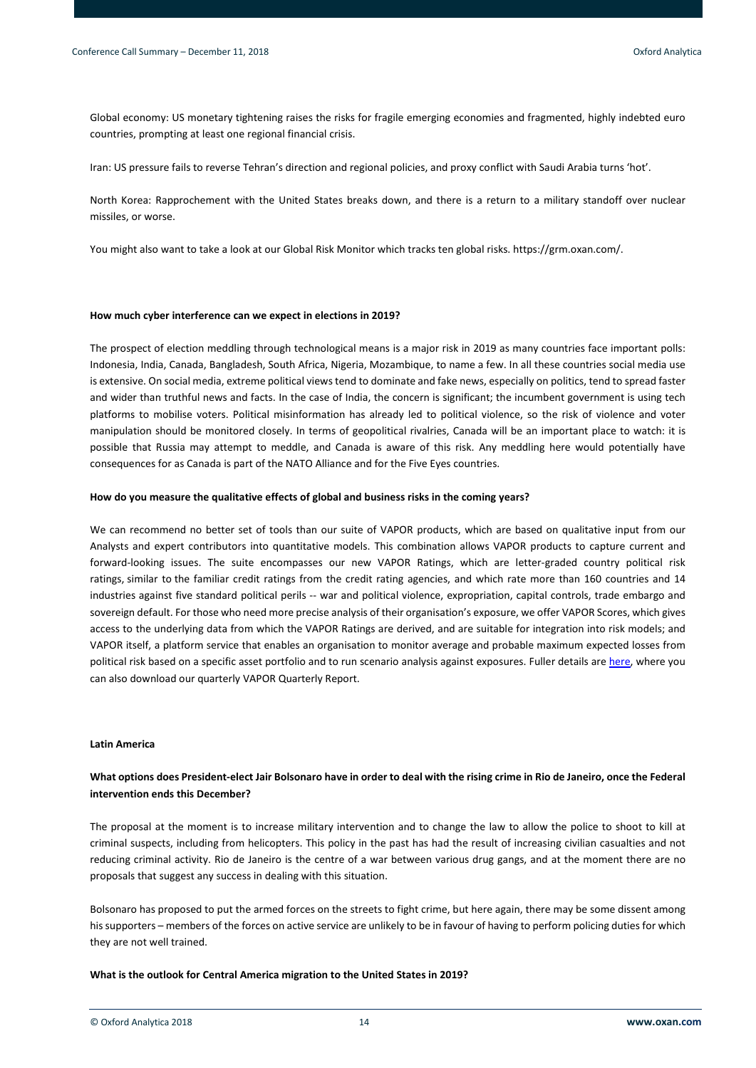Global economy: US monetary tightening raises the risks for fragile emerging economies and fragmented, highly indebted euro countries, prompting at least one regional financial crisis.

Iran: US pressure fails to reverse Tehran's direction and regional policies, and proxy conflict with Saudi Arabia turns 'hot'.

North Korea: Rapprochement with the United States breaks down, and there is a return to a military standoff over nuclear missiles, or worse.

You might also want to take a look at our Global Risk Monitor which tracks ten global risks. https://grm.oxan.com/.

**How much cyber interference can we expect in elections in 2019?**

The prospect of election meddling through technological means is a major risk in 2019 as many countries face important polls: Indonesia, India, Canada, Bangladesh, South Africa, Nigeria, Mozambique, to name a few. In all these countries social media use is extensive. On social media, extreme political views tend to dominate and fake news, especially on politics, tend to spread faster and wider than truthful news and facts. In the case of India, the concern is significant; the incumbent government is using tech platforms to mobilise voters. Political misinformation has already led to political violence, so the risk of violence and voter manipulation should be monitored closely. In terms of geopolitical rivalries, Canada will be an important place to watch: it is possible that Russia may attempt to meddle, and Canada is aware of this risk. Any meddling here would potentially have consequences for as Canada is part of the NATO Alliance and for the Five Eyes countries.

**How do you measure the qualitative effects of global and business risks in the coming years?**

We can recommend no better set of tools than our suite of VAPOR products, which are based on qualitative input from our Analysts and expert contributors into quantitative models. This combination allows VAPOR products to capture current and forward-looking issues. The suite encompasses our new VAPOR Ratings, which are letter-graded country political risk ratings, similar to the familiar credit ratings from the credit rating agencies, and which rate more than 160 countries and 14 industries against five standard political perils -- war and political violence, expropriation, capital controls, trade embargo and sovereign default. For those who need more precise analysis of their organisation's exposure, we offer VAPOR Scores, which gives access to the underlying data from which the VAPOR Ratings are derived, and are suitable for integration into risk models; and VAPOR itself, a platform service that enables an organisation to monitor average and probable maximum expected losses from political risk based on a specific asset portfolio and to run scenario analysis against exposures. Fuller details are here, where you can also download our quarterly VAPOR Quarterly Report.

**Latin America**

**What options does President-elect Jair Bolsonaro have in order to deal with the rising crime in Rio de Janeiro, once the Federal intervention ends this December?**

The proposal at the moment is to increase military intervention and to change the law to allow the police to shoot to kill at criminal suspects, including from helicopters. This policy in the past has had the result of increasing civilian casualties and not reducing criminal activity. Rio de Janeiro is the centre of a war between various drug gangs, and at the moment there are no proposals that suggest any success in dealing with this situation.

Bolsonaro has proposed to put the armed forces on the streets to fight crime, but here again, there may be some dissent among his supporters – members of the forces on active service are unlikely to be in favour of having to perform policing duties for which they are not well trained.

**What is the outlook for Central America migration to the United States in 2019?**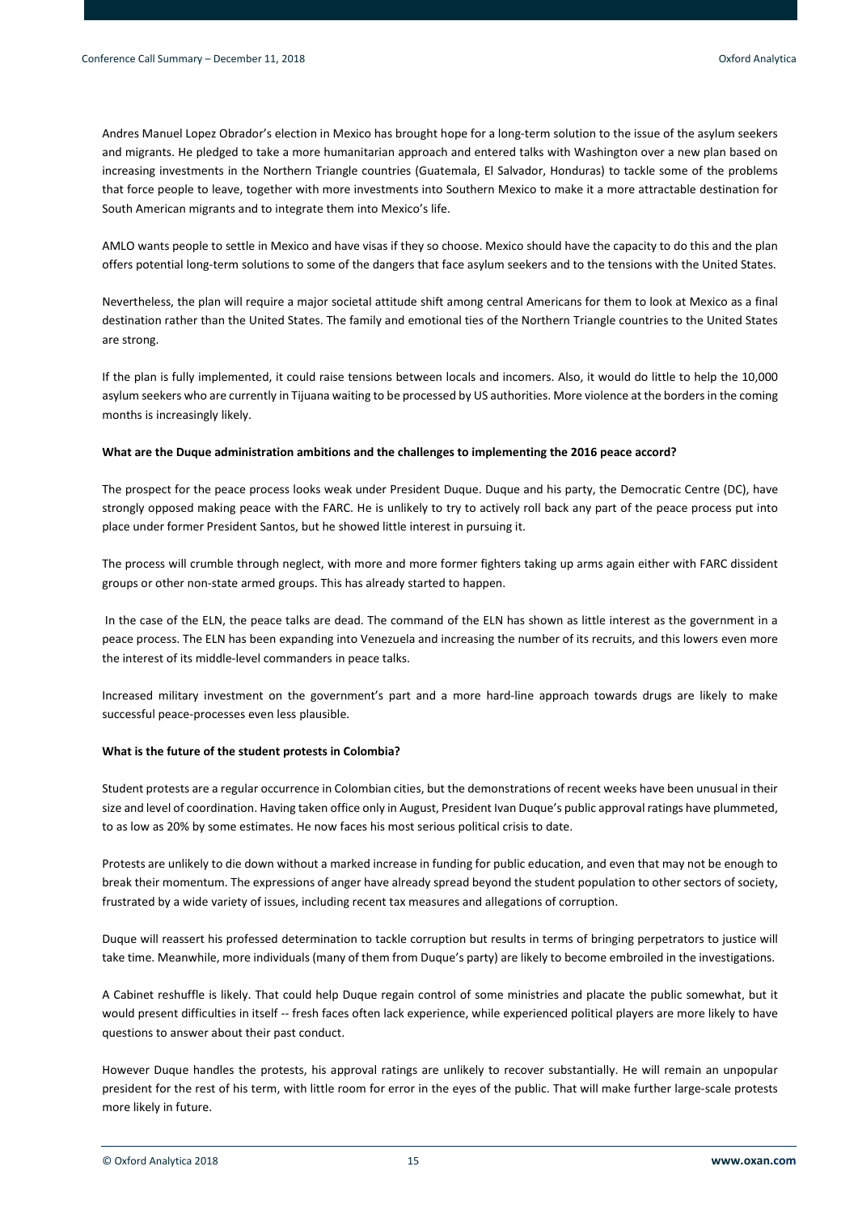Andres Manuel Lopez Obrador's election in Mexico has brought hope for a long-term solution to the issue of the asylum seekers and migrants. He pledged to take a more humanitarian approach and entered talks with Washington over a new plan based on increasing investments in the Northern Triangle countries (Guatemala, El Salvador, Honduras) to tackle some of the problems that force people to leave, together with more investments into Southern Mexico to make it a more attractable destination for South American migrants and to integrate them into Mexico's life.

AMLO wants people to settle in Mexico and have visas if they so choose. Mexico should have the capacity to do this and the plan offers potential long-term solutions to some of the dangers that face asylum seekers and to the tensions with the United States.

Nevertheless, the plan will require a major societal attitude shift among central Americans for them to look at Mexico as a final destination rather than the United States. The family and emotional ties of the Northern Triangle countries to the United States are strong.

If the plan is fully implemented, it could raise tensions between locals and incomers. Also, it would do little to help the 10,000 asylum seekers who are currently in Tijuana waiting to be processed by US authorities. More violence at the borders in the coming months is increasingly likely.

**What are the Duque administration ambitions and the challenges to implementing the 2016 peace accord?**

The prospect for the peace process looks weak under President Duque. Duque and his party, the Democratic Centre (DC), have strongly opposed making peace with the FARC. He is unlikely to try to actively roll back any part of the peace process put into place under former President Santos, but he showed little interest in pursuing it.

The process will crumble through neglect, with more and more former fighters taking up arms again either with FARC dissident groups or other non-state armed groups. This has already started to happen.

In the case of the ELN, the peace talks are dead. The command of the ELN has shown as little interest as the government in a peace process. The ELN has been expanding into Venezuela and increasing the number of its recruits, and this lowers even more the interest of its middle-level commanders in peace talks.

Increased military investment on the government's part and a more hard-line approach towards drugs are likely to make successful peace-processes even less plausible.

**What is the future of the student protests in Colombia?**

Student protests are a regular occurrence in Colombian cities, but the demonstrations of recent weeks have been unusual in their size and level of coordination. Having taken office only in August, President Ivan Duque's public approval ratings have plummeted, to as low as 20% by some estimates. He now faces his most serious political crisis to date.

Protests are unlikely to die down without a marked increase in funding for public education, and even that may not be enough to break their momentum. The expressions of anger have already spread beyond the student population to other sectors of society, frustrated by a wide variety of issues, including recent tax measures and allegations of corruption.

Duque will reassert his professed determination to tackle corruption but results in terms of bringing perpetrators to justice will take time. Meanwhile, more individuals (many of them from Duque's party) are likely to become embroiled in the investigations.

A Cabinet reshuffle is likely. That could help Duque regain control of some ministries and placate the public somewhat, but it would present difficulties in itself -- fresh faces often lack experience, while experienced political players are more likely to have questions to answer about their past conduct.

However Duque handles the protests, his approval ratings are unlikely to recover substantially. He will remain an unpopular president for the rest of his term, with little room for error in the eyes of the public. That will make further large-scale protests more likely in future.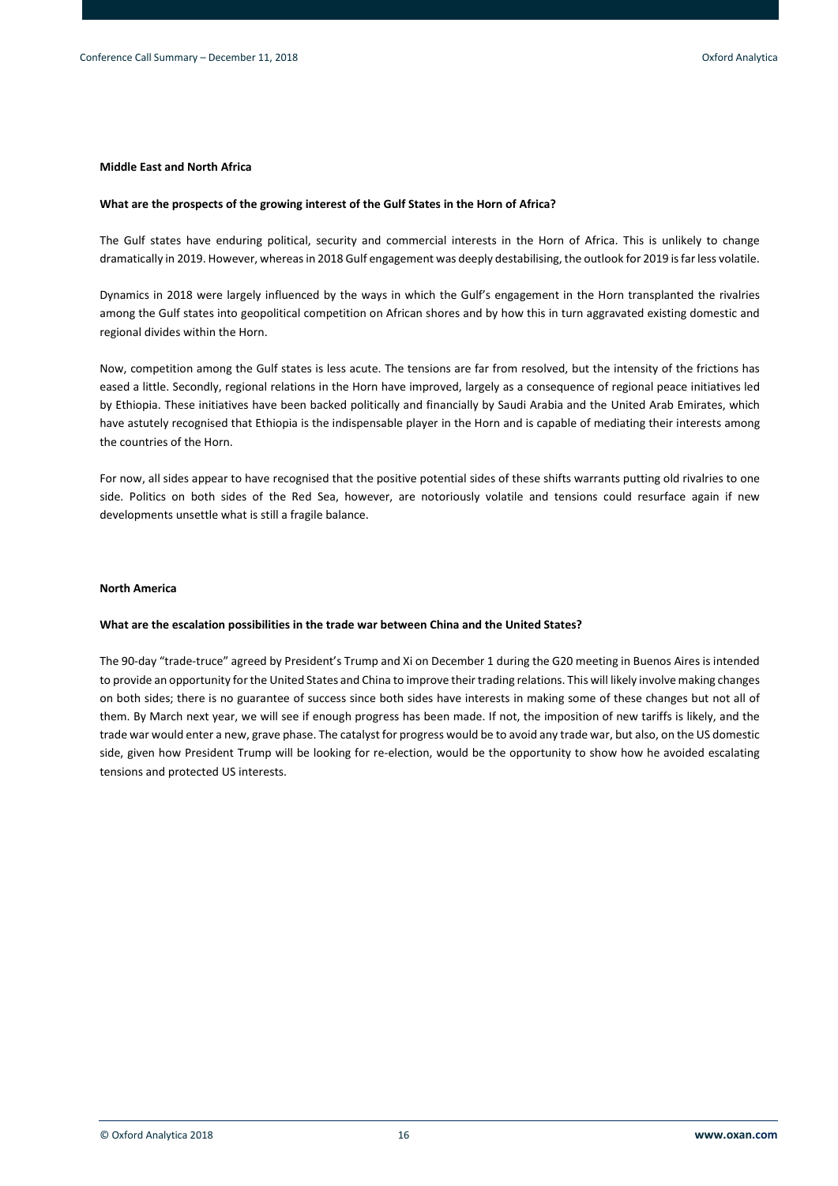**Middle East and North Africa**

**What are the prospects of the growing interest of the Gulf States in the Horn of Africa?**

The Gulf states have enduring political, security and commercial interests in the Horn of Africa. This is unlikely to change dramatically in 2019. However, whereas in 2018 Gulf engagement was deeply destabilising, the outlook for 2019 is far less volatile.

Dynamics in 2018 were largely influenced by the ways in which the Gulf's engagement in the Horn transplanted the rivalries among the Gulf states into geopolitical competition on African shores and by how this in turn aggravated existing domestic and regional divides within the Horn.

Now, competition among the Gulf states is less acute. The tensions are far from resolved, but the intensity of the frictions has eased a little. Secondly, regional relations in the Horn have improved, largely as a consequence of regional peace initiatives led by Ethiopia. These initiatives have been backed politically and financially by Saudi Arabia and the United Arab Emirates, which have astutely recognised that Ethiopia is the indispensable player in the Horn and is capable of mediating their interests among the countries of the Horn.

For now, all sides appear to have recognised that the positive potential sides of these shifts warrants putting old rivalries to one side. Politics on both sides of the Red Sea, however, are notoriously volatile and tensions could resurface again if new developments unsettle what is still a fragile balance.

**North America**

**What are the escalation possibilities in the trade war between China and the United States?**

The 90-day "trade-truce" agreed by President's Trump and Xi on December 1 during the G20 meeting in Buenos Aires is intended to provide an opportunity for the United States and China to improve their trading relations. This will likely involve making changes on both sides; there is no guarantee of success since both sides have interests in making some of these changes but not all of them. By March next year, we will see if enough progress has been made. If not, the imposition of new tariffs is likely, and the trade war would enter a new, grave phase. The catalyst for progress would be to avoid any trade war, but also, on the US domestic side, given how President Trump will be looking for re-election, would be the opportunity to show how he avoided escalating tensions and protected US interests.